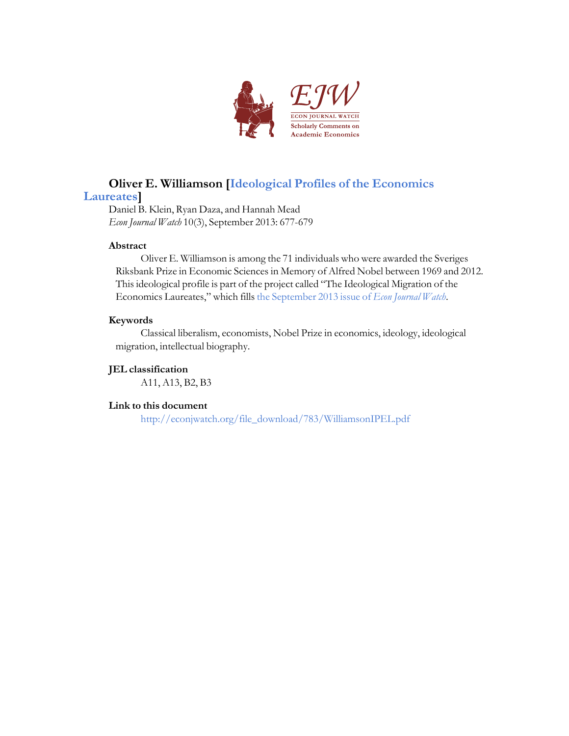# Oliver E. Williamson [Ideological Profiles of the Economics Laureates]

Daniel B. Klein, Ryan Daza, and Hannah Mead
*Econ Journal Watch* 10(3), September 2013: 677-679

## Abstract

Oliver E. Williamson is among the 71 individuals who were awarded the Sveriges Riksbank Prize in Economic Sciences in Memory of Alfred Nobel between 1969 and 2012. This ideological profile is part of the project called "The Ideological Migration of the Economics Laureates," which fills the September 2013 issue of *Econ Journal Watch*.

## Keywords

Classical liberalism, economists, Nobel Prize in economics, ideology, ideological migration, intellectual biography.

## JEL classification

A11, A13, B2, B3

## Link to this document

http://econjwatch.org/file_download/783/WilliamsonIPEL.pdf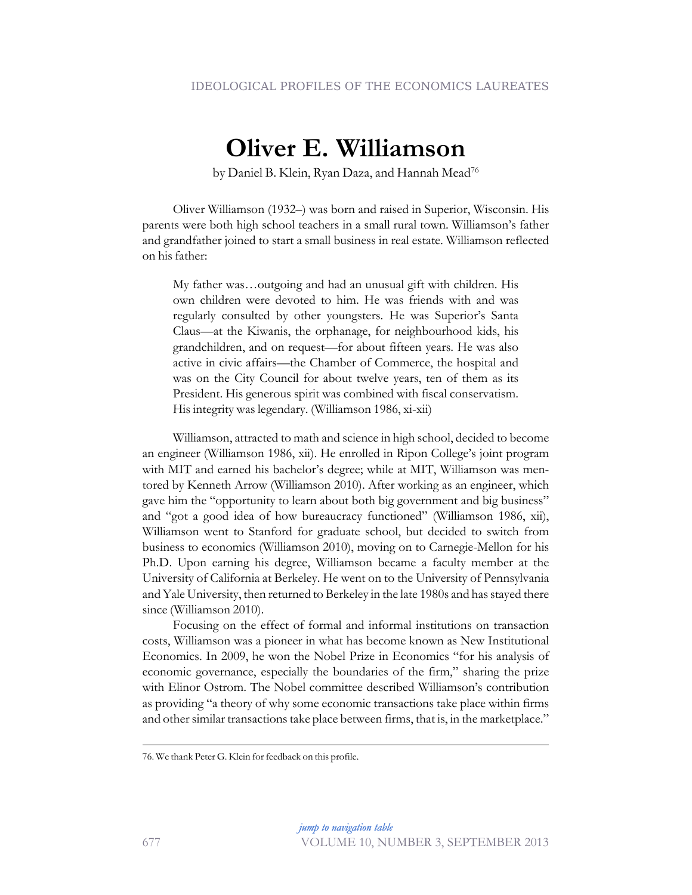# Oliver E. Williamson

by Daniel B. Klein, Ryan Daza, and Hannah Mead[76]

Oliver Williamson (1932–) was born and raised in Superior, Wisconsin. His parents were both high school teachers in a small rural town. Williamson's father and grandfather joined to start a small business in real estate. Williamson reflected on his father:

> My father was…outgoing and had an unusual gift with children. His own children were devoted to him. He was friends with and was regularly consulted by other youngsters. He was Superior's Santa Claus—at the Kiwanis, the orphanage, for neighbourhood kids, his grandchildren, and on request—for about fifteen years. He was also active in civic affairs—the Chamber of Commerce, the hospital and was on the City Council for about twelve years, ten of them as its President. His generous spirit was combined with fiscal conservatism. His integrity was legendary. (Williamson 1986, xi-xii)

Williamson, attracted to math and science in high school, decided to become an engineer (Williamson 1986, xii). He enrolled in Ripon College's joint program with MIT and earned his bachelor's degree; while at MIT, Williamson was mentored by Kenneth Arrow (Williamson 2010). After working as an engineer, which gave him the "opportunity to learn about both big government and big business" and "got a good idea of how bureaucracy functioned" (Williamson 1986, xii), Williamson went to Stanford for graduate school, but decided to switch from business to economics (Williamson 2010), moving on to Carnegie-Mellon for his Ph.D. Upon earning his degree, Williamson became a faculty member at the University of California at Berkeley. He went on to the University of Pennsylvania and Yale University, then returned to Berkeley in the late 1980s and has stayed there since (Williamson 2010).

Focusing on the effect of formal and informal institutions on transaction costs, Williamson was a pioneer in what has become known as New Institutional Economics. In 2009, he won the Nobel Prize in Economics "for his analysis of economic governance, especially the boundaries of the firm," sharing the prize with Elinor Ostrom. The Nobel committee described Williamson's contribution as providing "a theory of why some economic transactions take place within firms and other similar transactions take place between firms, that is, in the marketplace."

---

76. We thank Peter G. Klein for feedback on this profile.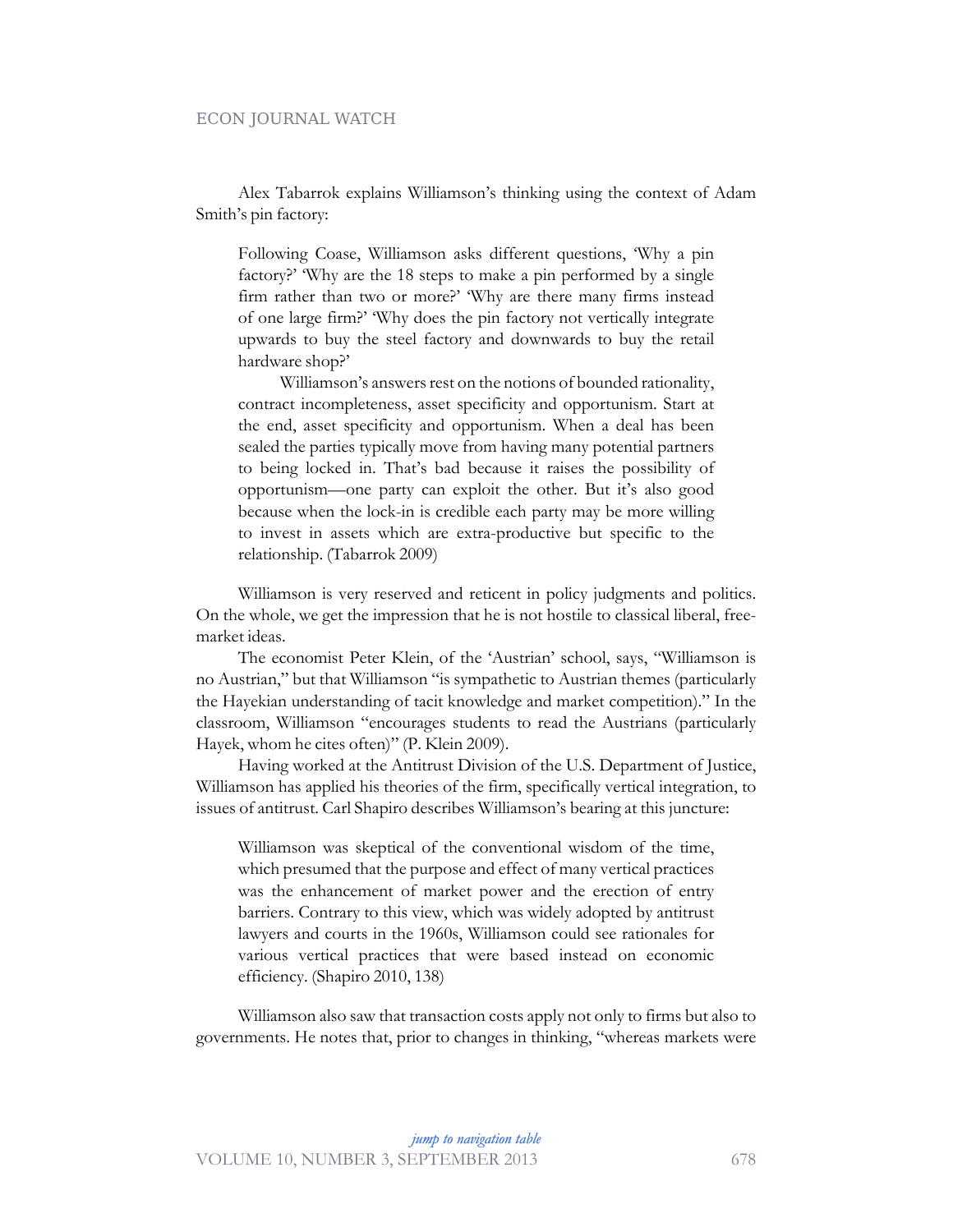Alex Tabarrok explains Williamson's thinking using the context of Adam Smith's pin factory:

> Following Coase, Williamson asks different questions, 'Why a pin factory?' 'Why are the 18 steps to make a pin performed by a single firm rather than two or more?' 'Why are there many firms instead of one large firm?' 'Why does the pin factory not vertically integrate upwards to buy the steel factory and downwards to buy the retail hardware shop?'
>
> Williamson's answers rest on the notions of bounded rationality, contract incompleteness, asset specificity and opportunism. Start at the end, asset specificity and opportunism. When a deal has been sealed the parties typically move from having many potential partners to being locked in. That's bad because it raises the possibility of opportunism—one party can exploit the other. But it's also good because when the lock-in is credible each party may be more willing to invest in assets which are extra-productive but specific to the relationship. (Tabarrok 2009)

Williamson is very reserved and reticent in policy judgments and politics. On the whole, we get the impression that he is not hostile to classical liberal, free-market ideas.

The economist Peter Klein, of the 'Austrian' school, says, "Williamson is no Austrian," but that Williamson "is sympathetic to Austrian themes (particularly the Hayekian understanding of tacit knowledge and market competition)." In the classroom, Williamson "encourages students to read the Austrians (particularly Hayek, whom he cites often)" (P. Klein 2009).

Having worked at the Antitrust Division of the U.S. Department of Justice, Williamson has applied his theories of the firm, specifically vertical integration, to issues of antitrust. Carl Shapiro describes Williamson's bearing at this juncture:

> Williamson was skeptical of the conventional wisdom of the time, which presumed that the purpose and effect of many vertical practices was the enhancement of market power and the erection of entry barriers. Contrary to this view, which was widely adopted by antitrust lawyers and courts in the 1960s, Williamson could see rationales for various vertical practices that were based instead on economic efficiency. (Shapiro 2010, 138)

Williamson also saw that transaction costs apply not only to firms but also to governments. He notes that, prior to changes in thinking, "whereas markets were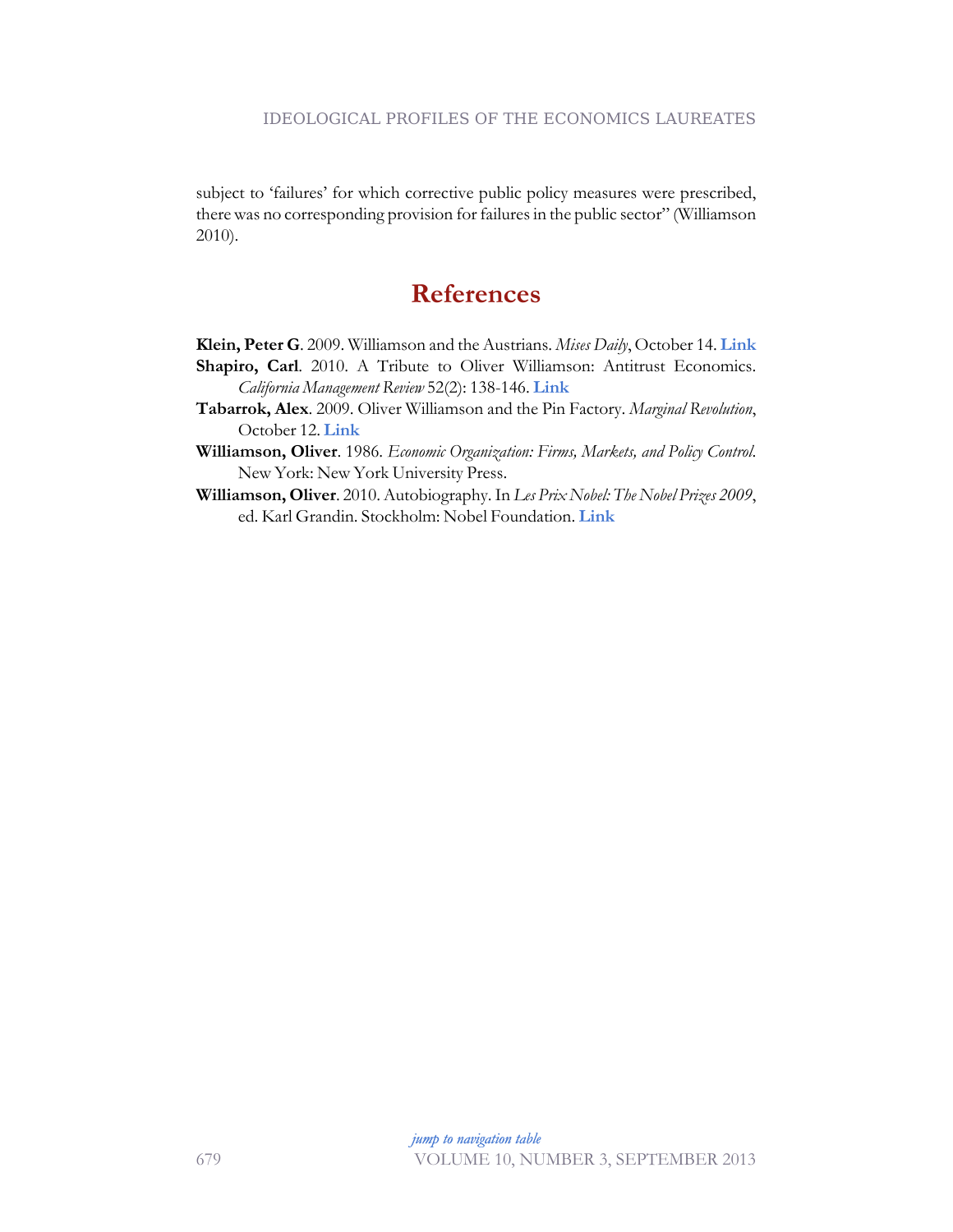subject to 'failures' for which corrective public policy measures were prescribed, there was no corresponding provision for failures in the public sector" (Williamson 2010).

## References

**Klein, Peter G**. 2009. Williamson and the Austrians. *Mises Daily*, October 14. **Link**

**Shapiro, Carl**. 2010. A Tribute to Oliver Williamson: Antitrust Economics. *California Management Review* 52(2): 138-146. **Link**

**Tabarrok, Alex**. 2009. Oliver Williamson and the Pin Factory. *Marginal Revolution*, October 12. **Link**

**Williamson, Oliver**. 1986. *Economic Organization: Firms, Markets, and Policy Control*. New York: New York University Press.

**Williamson, Oliver**. 2010. Autobiography. In *Les Prix Nobel: The Nobel Prizes 2009*, ed. Karl Grandin. Stockholm: Nobel Foundation. **Link**